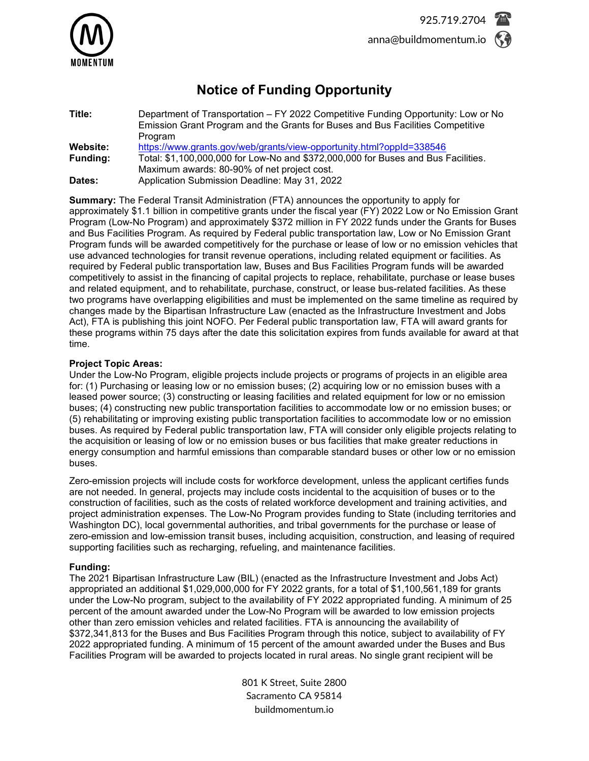925.719.2704

anna@buildmomentum.io

# Notice of Funding Opportunity

**Title:** Department of Transportation – FY 2022 Competitive Funding Opportunity: Low or No Emission Grant Program and the Grants for Buses and Bus Facilities Competitive Program

**Website:** https://www.grants.gov/web/grants/view-opportunity.html?oppId=338546

**Funding:** Total: $1,100,000,000 for Low-No and $372,000,000 for Buses and Bus Facilities. Maximum awards: 80-90% of net project cost.

**Dates:** Application Submission Deadline: May 31, 2022

**Summary:** The Federal Transit Administration (FTA) announces the opportunity to apply for approximately $1.1 billion in competitive grants under the fiscal year (FY) 2022 Low or No Emission Grant Program (Low-No Program) and approximately $372 million in FY 2022 funds under the Grants for Buses and Bus Facilities Program. As required by Federal public transportation law, Low or No Emission Grant Program funds will be awarded competitively for the purchase or lease of low or no emission vehicles that use advanced technologies for transit revenue operations, including related equipment or facilities. As required by Federal public transportation law, Buses and Bus Facilities Program funds will be awarded competitively to assist in the financing of capital projects to replace, rehabilitate, purchase or lease buses and related equipment, and to rehabilitate, purchase, construct, or lease bus-related facilities. As these two programs have overlapping eligibilities and must be implemented on the same timeline as required by changes made by the Bipartisan Infrastructure Law (enacted as the Infrastructure Investment and Jobs Act), FTA is publishing this joint NOFO. Per Federal public transportation law, FTA will award grants for these programs within 75 days after the date this solicitation expires from funds available for award at that time.

**Project Topic Areas:**
Under the Low-No Program, eligible projects include projects or programs of projects in an eligible area for: (1) Purchasing or leasing low or no emission buses; (2) acquiring low or no emission buses with a leased power source; (3) constructing or leasing facilities and related equipment for low or no emission buses; (4) constructing new public transportation facilities to accommodate low or no emission buses; or (5) rehabilitating or improving existing public transportation facilities to accommodate low or no emission buses. As required by Federal public transportation law, FTA will consider only eligible projects relating to the acquisition or leasing of low or no emission buses or bus facilities that make greater reductions in energy consumption and harmful emissions than comparable standard buses or other low or no emission buses.

Zero-emission projects will include costs for workforce development, unless the applicant certifies funds are not needed. In general, projects may include costs incidental to the acquisition of buses or to the construction of facilities, such as the costs of related workforce development and training activities, and project administration expenses. The Low-No Program provides funding to State (including territories and Washington DC), local governmental authorities, and tribal governments for the purchase or lease of zero-emission and low-emission transit buses, including acquisition, construction, and leasing of required supporting facilities such as recharging, refueling, and maintenance facilities.

**Funding:**
The 2021 Bipartisan Infrastructure Law (BIL) (enacted as the Infrastructure Investment and Jobs Act) appropriated an additional $1,029,000,000 for FY 2022 grants, for a total of $1,100,561,189 for grants under the Low-No program, subject to the availability of FY 2022 appropriated funding. A minimum of 25 percent of the amount awarded under the Low-No Program will be awarded to low emission projects other than zero emission vehicles and related facilities. FTA is announcing the availability of $372,341,813 for the Buses and Bus Facilities Program through this notice, subject to availability of FY 2022 appropriated funding. A minimum of 15 percent of the amount awarded under the Buses and Bus Facilities Program will be awarded to projects located in rural areas. No single grant recipient will be

801 K Street, Suite 2800
Sacramento CA 95814
buildmomentum.io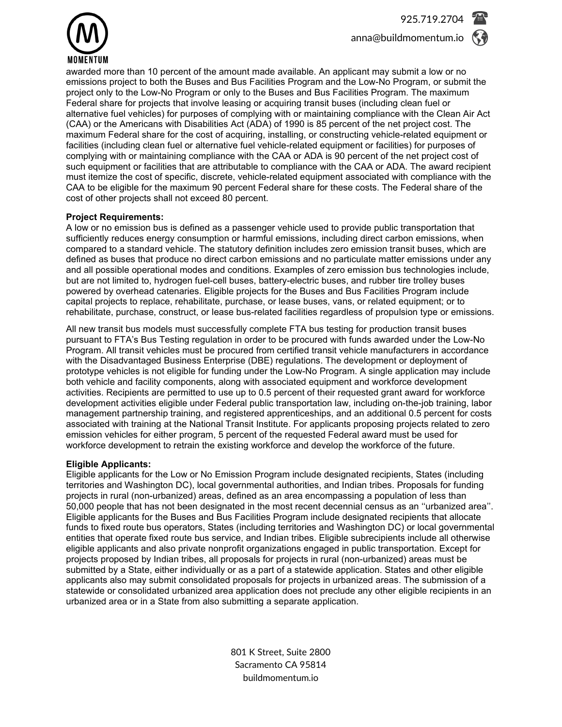awarded more than 10 percent of the amount made available. An applicant may submit a low or no emissions project to both the Buses and Bus Facilities Program and the Low-No Program, or submit the project only to the Low-No Program or only to the Buses and Bus Facilities Program. The maximum Federal share for projects that involve leasing or acquiring transit buses (including clean fuel or alternative fuel vehicles) for purposes of complying with or maintaining compliance with the Clean Air Act (CAA) or the Americans with Disabilities Act (ADA) of 1990 is 85 percent of the net project cost. The maximum Federal share for the cost of acquiring, installing, or constructing vehicle-related equipment or facilities (including clean fuel or alternative fuel vehicle-related equipment or facilities) for purposes of complying with or maintaining compliance with the CAA or ADA is 90 percent of the net project cost of such equipment or facilities that are attributable to compliance with the CAA or ADA. The award recipient must itemize the cost of specific, discrete, vehicle-related equipment associated with compliance with the CAA to be eligible for the maximum 90 percent Federal share for these costs. The Federal share of the cost of other projects shall not exceed 80 percent.

**Project Requirements:**
A low or no emission bus is defined as a passenger vehicle used to provide public transportation that sufficiently reduces energy consumption or harmful emissions, including direct carbon emissions, when compared to a standard vehicle. The statutory definition includes zero emission transit buses, which are defined as buses that produce no direct carbon emissions and no particulate matter emissions under any and all possible operational modes and conditions. Examples of zero emission bus technologies include, but are not limited to, hydrogen fuel-cell buses, battery-electric buses, and rubber tire trolley buses powered by overhead catenaries. Eligible projects for the Buses and Bus Facilities Program include capital projects to replace, rehabilitate, purchase, or lease buses, vans, or related equipment; or to rehabilitate, purchase, construct, or lease bus-related facilities regardless of propulsion type or emissions.

All new transit bus models must successfully complete FTA bus testing for production transit buses pursuant to FTA's Bus Testing regulation in order to be procured with funds awarded under the Low-No Program. All transit vehicles must be procured from certified transit vehicle manufacturers in accordance with the Disadvantaged Business Enterprise (DBE) regulations. The development or deployment of prototype vehicles is not eligible for funding under the Low-No Program. A single application may include both vehicle and facility components, along with associated equipment and workforce development activities. Recipients are permitted to use up to 0.5 percent of their requested grant award for workforce development activities eligible under Federal public transportation law, including on-the-job training, labor management partnership training, and registered apprenticeships, and an additional 0.5 percent for costs associated with training at the National Transit Institute. For applicants proposing projects related to zero emission vehicles for either program, 5 percent of the requested Federal award must be used for workforce development to retrain the existing workforce and develop the workforce of the future.

**Eligible Applicants:**
Eligible applicants for the Low or No Emission Program include designated recipients, States (including territories and Washington DC), local governmental authorities, and Indian tribes. Proposals for funding projects in rural (non-urbanized) areas, defined as an area encompassing a population of less than 50,000 people that has not been designated in the most recent decennial census as an ''urbanized area''. Eligible applicants for the Buses and Bus Facilities Program include designated recipients that allocate funds to fixed route bus operators, States (including territories and Washington DC) or local governmental entities that operate fixed route bus service, and Indian tribes. Eligible subrecipients include all otherwise eligible applicants and also private nonprofit organizations engaged in public transportation. Except for projects proposed by Indian tribes, all proposals for projects in rural (non-urbanized) areas must be submitted by a State, either individually or as a part of a statewide application. States and other eligible applicants also may submit consolidated proposals for projects in urbanized areas. The submission of a statewide or consolidated urbanized area application does not preclude any other eligible recipients in an urbanized area or in a State from also submitting a separate application.